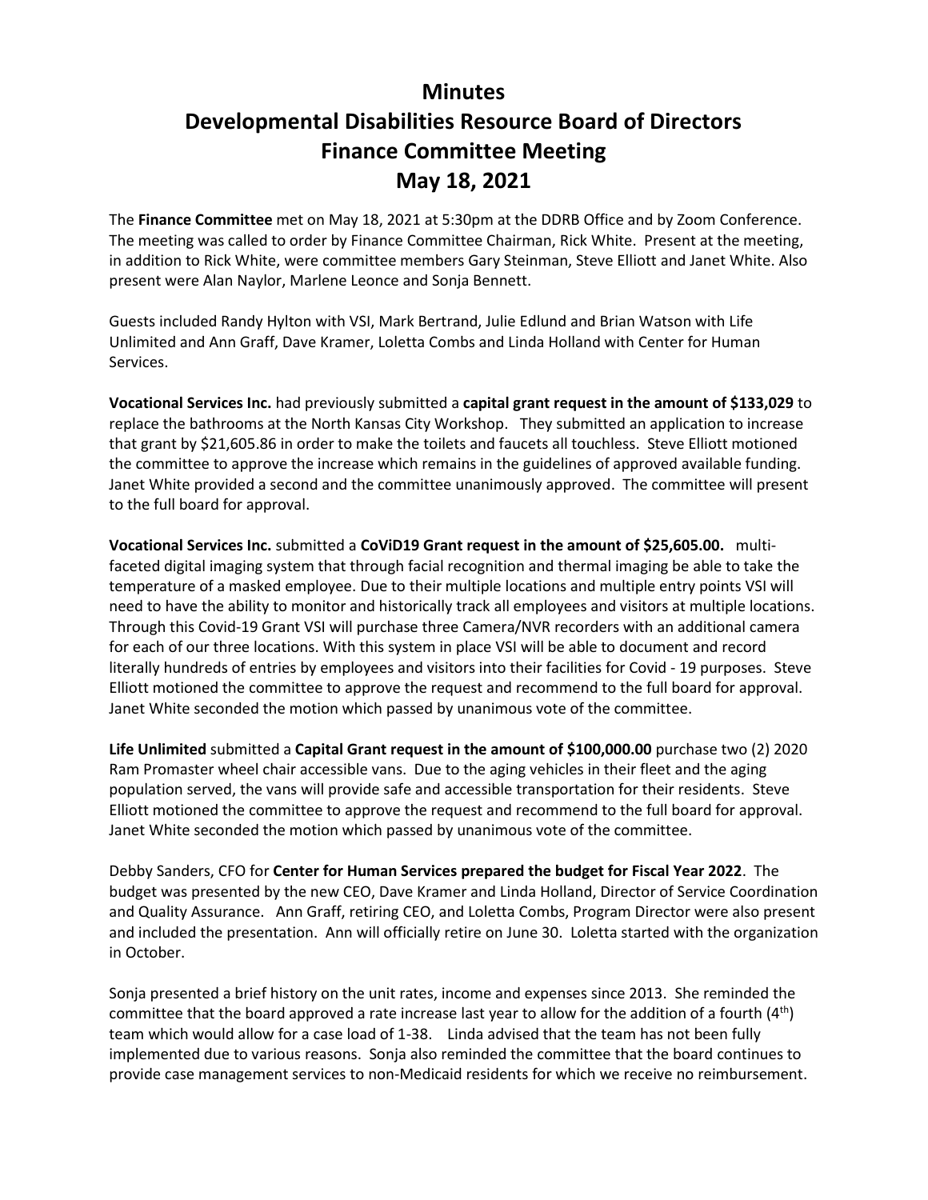# Minutes
# Developmental Disabilities Resource Board of Directors
# Finance Committee Meeting
# May 18, 2021

The **Finance Committee** met on May 18, 2021 at 5:30pm at the DDRB Office and by Zoom Conference. The meeting was called to order by Finance Committee Chairman, Rick White. Present at the meeting, in addition to Rick White, were committee members Gary Steinman, Steve Elliott and Janet White. Also present were Alan Naylor, Marlene Leonce and Sonja Bennett.

Guests included Randy Hylton with VSI, Mark Bertrand, Julie Edlund and Brian Watson with Life Unlimited and Ann Graff, Dave Kramer, Loletta Combs and Linda Holland with Center for Human Services.

**Vocational Services Inc.** had previously submitted a **capital grant request in the amount of $133,029** to replace the bathrooms at the North Kansas City Workshop. They submitted an application to increase that grant by $21,605.86 in order to make the toilets and faucets all touchless. Steve Elliott motioned the committee to approve the increase which remains in the guidelines of approved available funding. Janet White provided a second and the committee unanimously approved. The committee will present to the full board for approval.

**Vocational Services Inc.** submitted a **CoViD19 Grant request in the amount of $25,605.00.** multi-faceted digital imaging system that through facial recognition and thermal imaging be able to take the temperature of a masked employee. Due to their multiple locations and multiple entry points VSI will need to have the ability to monitor and historically track all employees and visitors at multiple locations. Through this Covid-19 Grant VSI will purchase three Camera/NVR recorders with an additional camera for each of our three locations. With this system in place VSI will be able to document and record literally hundreds of entries by employees and visitors into their facilities for Covid - 19 purposes. Steve Elliott motioned the committee to approve the request and recommend to the full board for approval. Janet White seconded the motion which passed by unanimous vote of the committee.

**Life Unlimited** submitted a **Capital Grant request in the amount of $100,000.00** purchase two (2) 2020 Ram Promaster wheel chair accessible vans. Due to the aging vehicles in their fleet and the aging population served, the vans will provide safe and accessible transportation for their residents. Steve Elliott motioned the committee to approve the request and recommend to the full board for approval. Janet White seconded the motion which passed by unanimous vote of the committee.

Debby Sanders, CFO for **Center for Human Services prepared the budget for Fiscal Year 2022**. The budget was presented by the new CEO, Dave Kramer and Linda Holland, Director of Service Coordination and Quality Assurance. Ann Graff, retiring CEO, and Loletta Combs, Program Director were also present and included the presentation. Ann will officially retire on June 30. Loletta started with the organization in October.

Sonja presented a brief history on the unit rates, income and expenses since 2013. She reminded the committee that the board approved a rate increase last year to allow for the addition of a fourth (4th) team which would allow for a case load of 1-38. Linda advised that the team has not been fully implemented due to various reasons. Sonja also reminded the committee that the board continues to provide case management services to non-Medicaid residents for which we receive no reimbursement.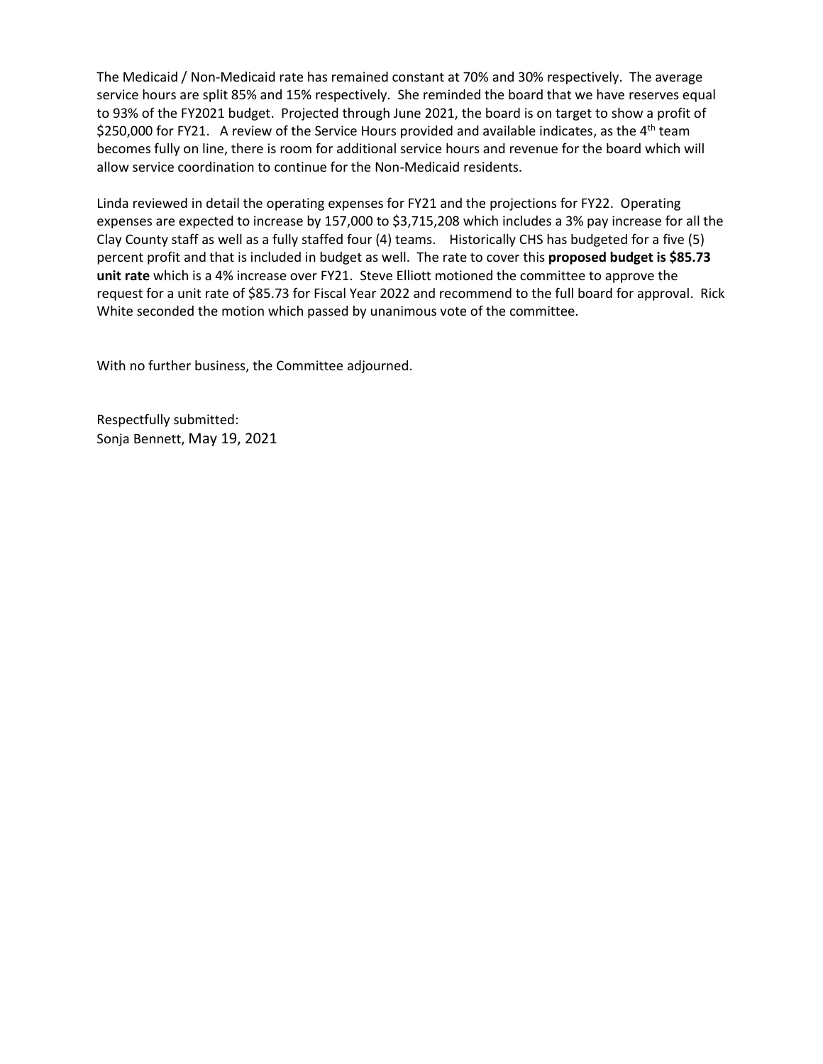The Medicaid / Non-Medicaid rate has remained constant at 70% and 30% respectively. The average service hours are split 85% and 15% respectively. She reminded the board that we have reserves equal to 93% of the FY2021 budget. Projected through June 2021, the board is on target to show a profit of $250,000 for FY21. A review of the Service Hours provided and available indicates, as the 4th team becomes fully on line, there is room for additional service hours and revenue for the board which will allow service coordination to continue for the Non-Medicaid residents.

Linda reviewed in detail the operating expenses for FY21 and the projections for FY22. Operating expenses are expected to increase by 157,000 to $3,715,208 which includes a 3% pay increase for all the Clay County staff as well as a fully staffed four (4) teams. Historically CHS has budgeted for a five (5) percent profit and that is included in budget as well. The rate to cover this **proposed budget is $85.73 unit rate** which is a 4% increase over FY21. Steve Elliott motioned the committee to approve the request for a unit rate of $85.73 for Fiscal Year 2022 and recommend to the full board for approval. Rick White seconded the motion which passed by unanimous vote of the committee.

With no further business, the Committee adjourned.

Respectfully submitted:
Sonja Bennett, May 19, 2021